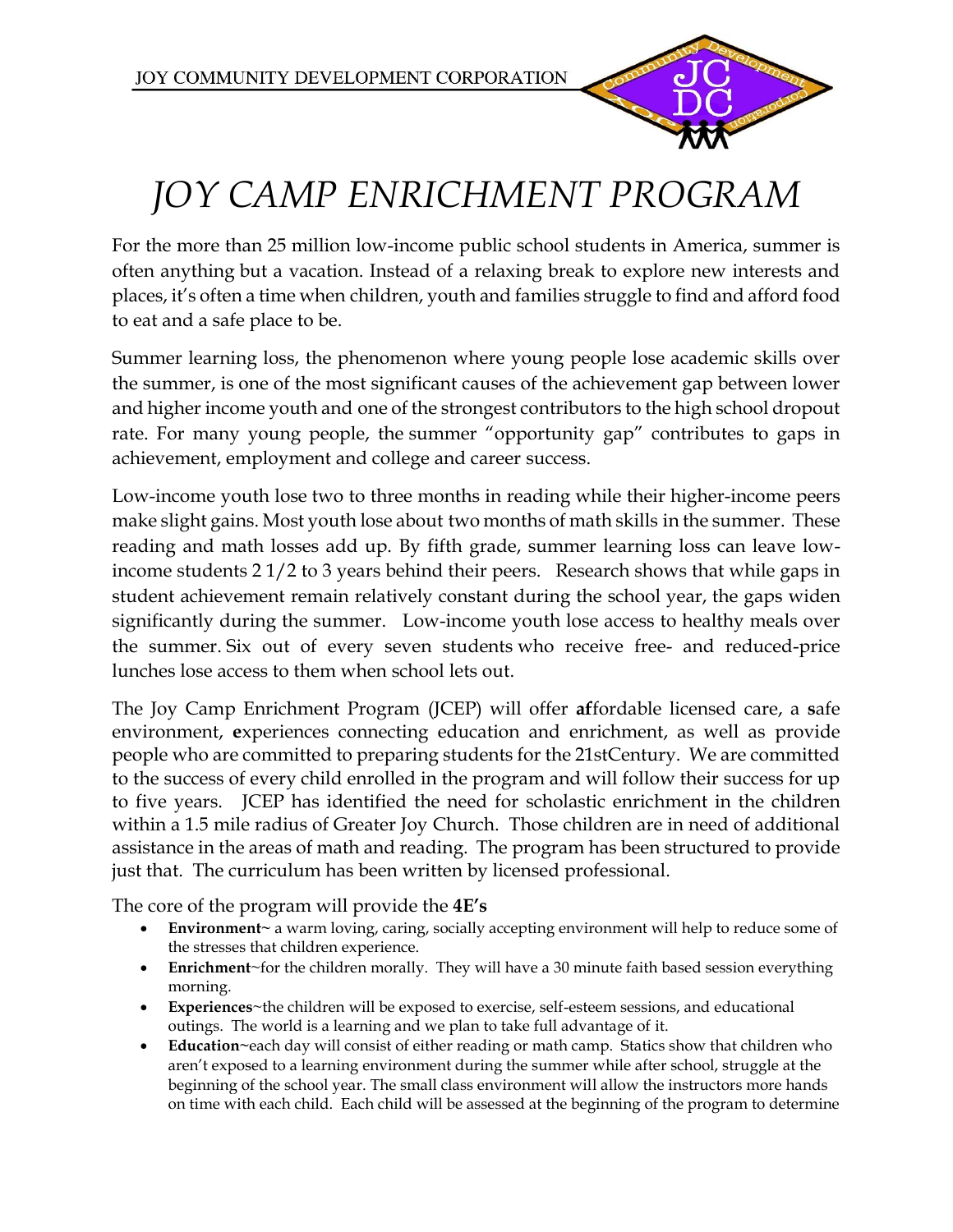JOY COMMUNITY DEVELOPMENT CORPORATION

# *JOY CAMP ENRICHMENT PROGRAM*

For the more than 25 million low-income public school students in America, summer is often anything but a vacation. Instead of a relaxing break to explore new interests and places, it's often a time when children, youth and families struggle to find and afford food to eat and a safe place to be.

Summer learning loss, the phenomenon where young people lose academic skills over the summer, is one of the most significant causes of the achievement gap between lower and higher income youth and one of the strongest contributors to the high school dropout rate. For many young people, the summer "opportunity gap" contributes to gaps in achievement, employment and college and career success.

Low-income youth lose two to three months in reading while their higher-income peers make slight gains. Most youth lose about two months of math skills in the summer. These reading and math losses add up. By fifth grade, summer learning loss can leave low-income students 2 1/2 to 3 years behind their peers. Research shows that while gaps in student achievement remain relatively constant during the school year, the gaps widen significantly during the summer. Low-income youth lose access to healthy meals over the summer. Six out of every seven students who receive free- and reduced-price lunches lose access to them when school lets out.

The Joy Camp Enrichment Program (JCEP) will offer **af**fordable licensed care, a **s**afe environment, **e**xperiences connecting education and enrichment, as well as provide people who are committed to preparing students for the 21stCentury. We are committed to the success of every child enrolled in the program and will follow their success for up to five years. JCEP has identified the need for scholastic enrichment in the children within a 1.5 mile radius of Greater Joy Church. Those children are in need of additional assistance in the areas of math and reading. The program has been structured to provide just that. The curriculum has been written by licensed professional.

The core of the program will provide the **4E's**

- **Environment**~ a warm loving, caring, socially accepting environment will help to reduce some of the stresses that children experience.
- **Enrichment**~for the children morally. They will have a 30 minute faith based session everything morning.
- **Experiences**~the children will be exposed to exercise, self-esteem sessions, and educational outings. The world is a learning and we plan to take full advantage of it.
- **Education**~each day will consist of either reading or math camp. Statics show that children who aren't exposed to a learning environment during the summer while after school, struggle at the beginning of the school year. The small class environment will allow the instructors more hands on time with each child. Each child will be assessed at the beginning of the program to determine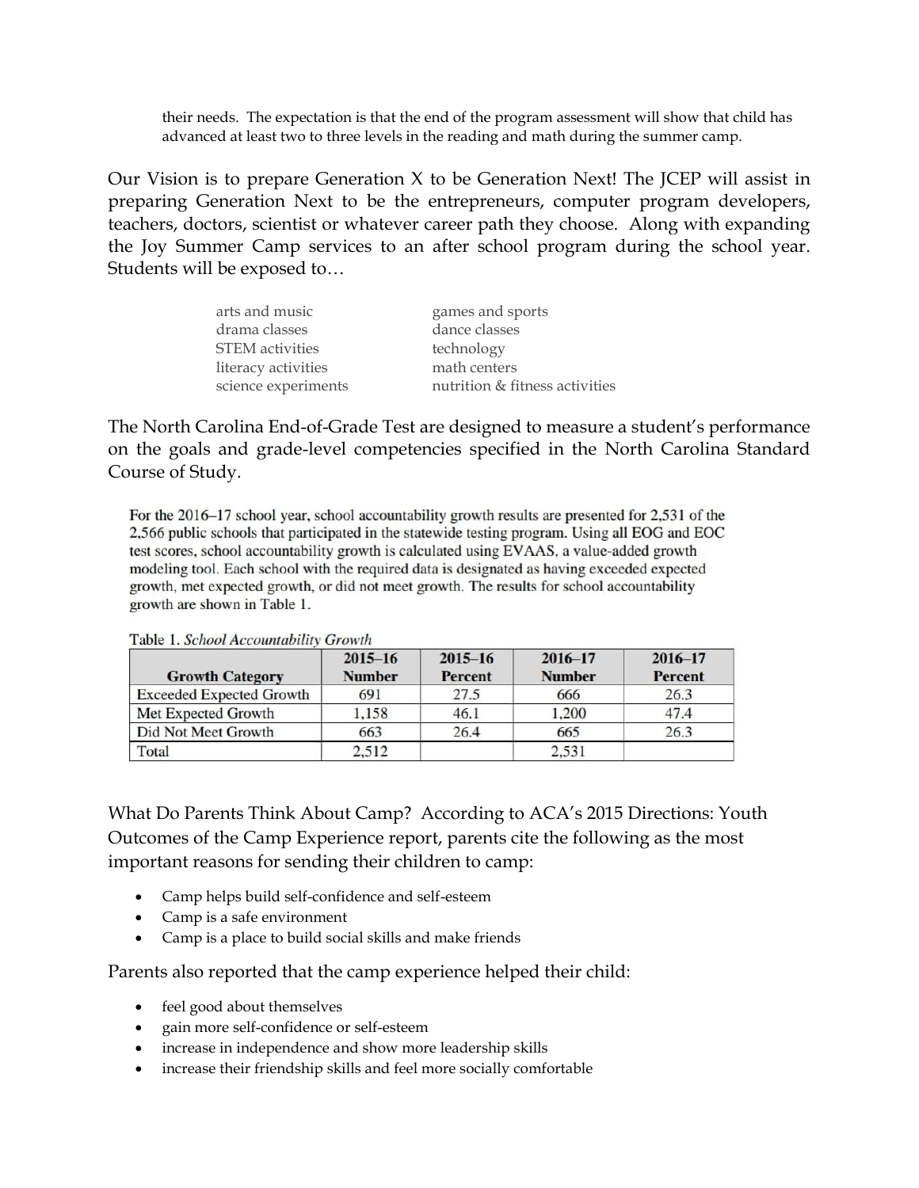their needs. The expectation is that the end of the program assessment will show that child has advanced at least two to three levels in the reading and math during the summer camp.

Our Vision is to prepare Generation X to be Generation Next! The JCEP will assist in preparing Generation Next to be the entrepreneurs, computer program developers, teachers, doctors, scientist or whatever career path they choose. Along with expanding the Joy Summer Camp services to an after school program during the school year. Students will be exposed to…

arts and music
drama classes
STEM activities
literacy activities
science experiments
games and sports
dance classes
technology
math centers
nutrition & fitness activities

The North Carolina End-of-Grade Test are designed to measure a student's performance on the goals and grade-level competencies specified in the North Carolina Standard Course of Study.

For the 2016–17 school year, school accountability growth results are presented for 2,531 of the 2,566 public schools that participated in the statewide testing program. Using all EOG and EOC test scores, school accountability growth is calculated using EVAAS, a value-added growth modeling tool. Each school with the required data is designated as having exceeded expected growth, met expected growth, or did not meet growth. The results for school accountability growth are shown in Table 1.

Table 1. *School Accountability Growth*

| Growth Category | 2015–16 Number | 2015–16 Percent | 2016–17 Number | 2016–17 Percent |
|---|---|---|---|---|
| Exceeded Expected Growth | 691 | 27.5 | 666 | 26.3 |
| Met Expected Growth | 1,158 | 46.1 | 1,200 | 47.4 |
| Did Not Meet Growth | 663 | 26.4 | 665 | 26.3 |
| Total | 2,512 | | 2,531 | |

What Do Parents Think About Camp? According to ACA's 2015 Directions: Youth Outcomes of the Camp Experience report, parents cite the following as the most important reasons for sending their children to camp:

- Camp helps build self-confidence and self-esteem
- Camp is a safe environment
- Camp is a place to build social skills and make friends

Parents also reported that the camp experience helped their child:

- feel good about themselves
- gain more self-confidence or self-esteem
- increase in independence and show more leadership skills
- increase their friendship skills and feel more socially comfortable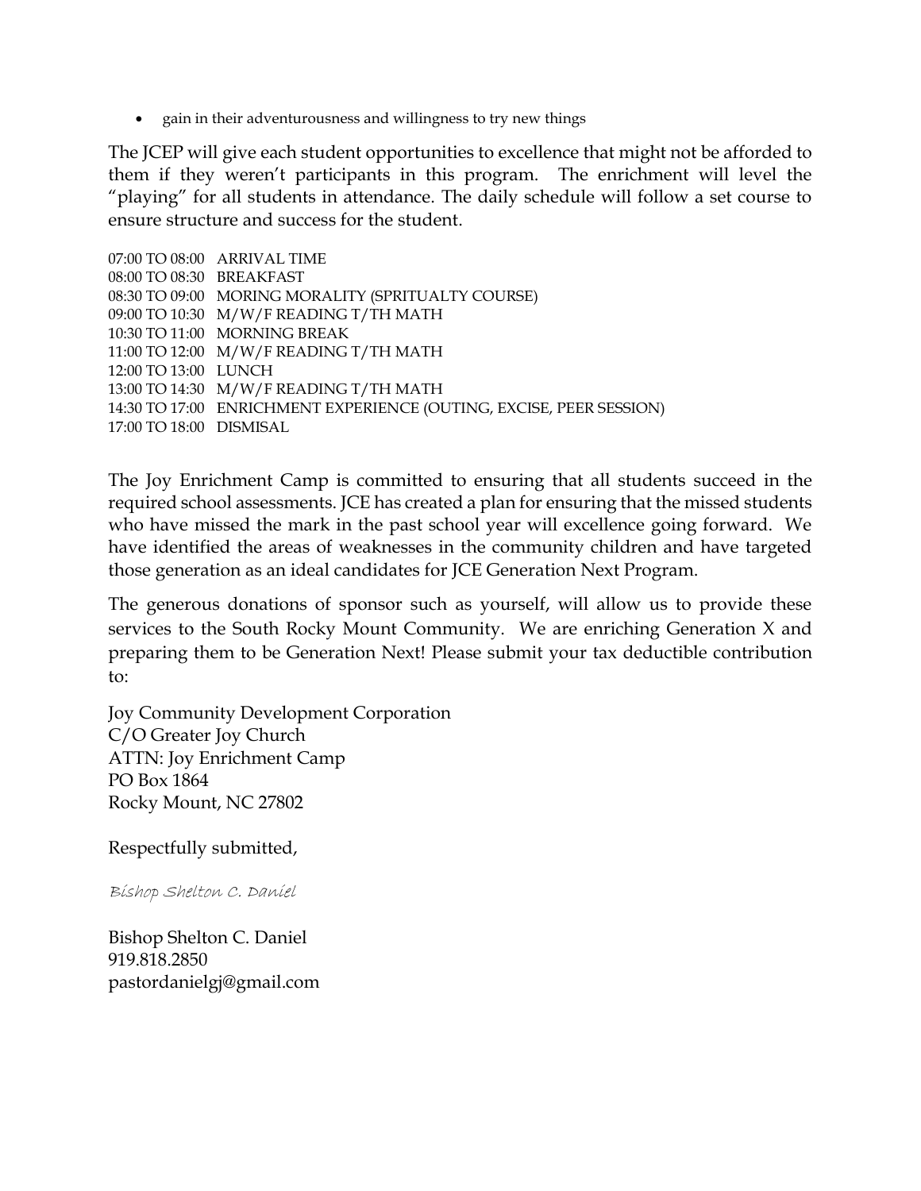- gain in their adventurousness and willingness to try new things

The JCEP will give each student opportunities to excellence that might not be afforded to them if they weren't participants in this program. The enrichment will level the "playing" for all students in attendance. The daily schedule will follow a set course to ensure structure and success for the student.

| | |
|---|---|
| 07:00 TO 08:00 | ARRIVAL TIME |
| 08:00 TO 08:30 | BREAKFAST |
| 08:30 TO 09:00 | MORING MORALITY (SPRITUALTY COURSE) |
| 09:00 TO 10:30 | M/W/F READING T/TH MATH |
| 10:30 TO 11:00 | MORNING BREAK |
| 11:00 TO 12:00 | M/W/F READING T/TH MATH |
| 12:00 TO 13:00 | LUNCH |
| 13:00 TO 14:30 | M/W/F READING T/TH MATH |
| 14:30 TO 17:00 | ENRICHMENT EXPERIENCE (OUTING, EXCISE, PEER SESSION) |
| 17:00 TO 18:00 | DISMISAL |

The Joy Enrichment Camp is committed to ensuring that all students succeed in the required school assessments. JCE has created a plan for ensuring that the missed students who have missed the mark in the past school year will excellence going forward. We have identified the areas of weaknesses in the community children and have targeted those generation as an ideal candidates for JCE Generation Next Program.

The generous donations of sponsor such as yourself, will allow us to provide these services to the South Rocky Mount Community. We are enriching Generation X and preparing them to be Generation Next! Please submit your tax deductible contribution to:

Joy Community Development Corporation
C/O Greater Joy Church
ATTN: Joy Enrichment Camp
PO Box 1864
Rocky Mount, NC 27802

Respectfully submitted,

*Bishop Shelton C. Daniel*

Bishop Shelton C. Daniel
919.818.2850
pastordanielgj@gmail.com